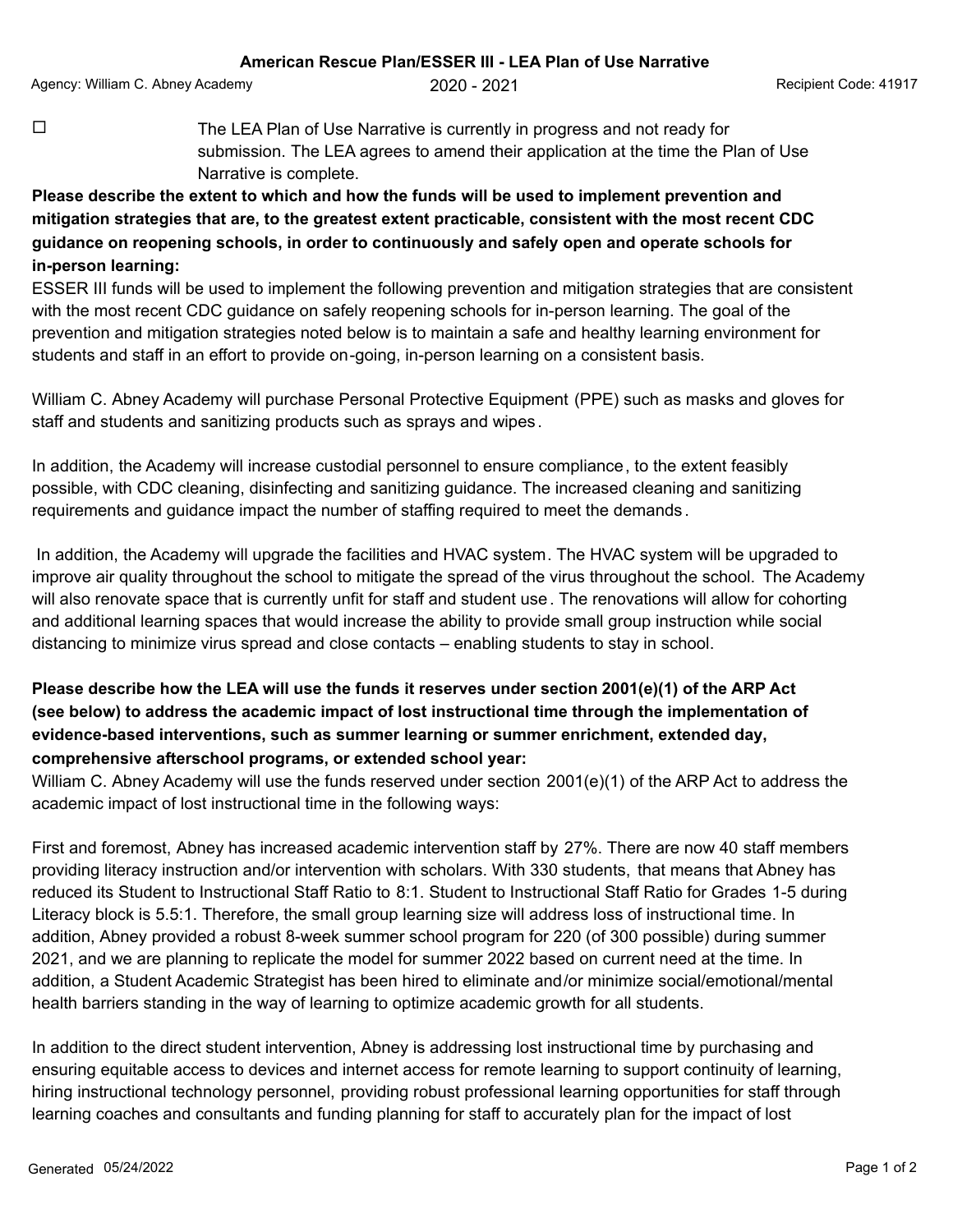# American Rescue Plan/ESSER III - LEA Plan of Use Narrative

Agency: William C. Abney Academy | 2020 - 2021 | Recipient Code: 41917

☐ The LEA Plan of Use Narrative is currently in progress and not ready for submission. The LEA agrees to amend their application at the time the Plan of Use Narrative is complete.

**Please describe the extent to which and how the funds will be used to implement prevention and mitigation strategies that are, to the greatest extent practicable, consistent with the most recent CDC guidance on reopening schools, in order to continuously and safely open and operate schools for in-person learning:**

ESSER III funds will be used to implement the following prevention and mitigation strategies that are consistent with the most recent CDC guidance on safely reopening schools for in-person learning. The goal of the prevention and mitigation strategies noted below is to maintain a safe and healthy learning environment for students and staff in an effort to provide on-going, in-person learning on a consistent basis.

William C. Abney Academy will purchase Personal Protective Equipment (PPE) such as masks and gloves for staff and students and sanitizing products such as sprays and wipes.

In addition, the Academy will increase custodial personnel to ensure compliance, to the extent feasibly possible, with CDC cleaning, disinfecting and sanitizing guidance. The increased cleaning and sanitizing requirements and guidance impact the number of staffing required to meet the demands.

In addition, the Academy will upgrade the facilities and HVAC system. The HVAC system will be upgraded to improve air quality throughout the school to mitigate the spread of the virus throughout the school. The Academy will also renovate space that is currently unfit for staff and student use. The renovations will allow for cohorting and additional learning spaces that would increase the ability to provide small group instruction while social distancing to minimize virus spread and close contacts – enabling students to stay in school.

**Please describe how the LEA will use the funds it reserves under section 2001(e)(1) of the ARP Act (see below) to address the academic impact of lost instructional time through the implementation of evidence-based interventions, such as summer learning or summer enrichment, extended day, comprehensive afterschool programs, or extended school year:**

William C. Abney Academy will use the funds reserved under section 2001(e)(1) of the ARP Act to address the academic impact of lost instructional time in the following ways:

First and foremost, Abney has increased academic intervention staff by 27%. There are now 40 staff members providing literacy instruction and/or intervention with scholars. With 330 students, that means that Abney has reduced its Student to Instructional Staff Ratio to 8:1. Student to Instructional Staff Ratio for Grades 1-5 during Literacy block is 5.5:1. Therefore, the small group learning size will address loss of instructional time. In addition, Abney provided a robust 8-week summer school program for 220 (of 300 possible) during summer 2021, and we are planning to replicate the model for summer 2022 based on current need at the time. In addition, a Student Academic Strategist has been hired to eliminate and/or minimize social/emotional/mental health barriers standing in the way of learning to optimize academic growth for all students.

In addition to the direct student intervention, Abney is addressing lost instructional time by purchasing and ensuring equitable access to devices and internet access for remote learning to support continuity of learning, hiring instructional technology personnel, providing robust professional learning opportunities for staff through learning coaches and consultants and funding planning for staff to accurately plan for the impact of lost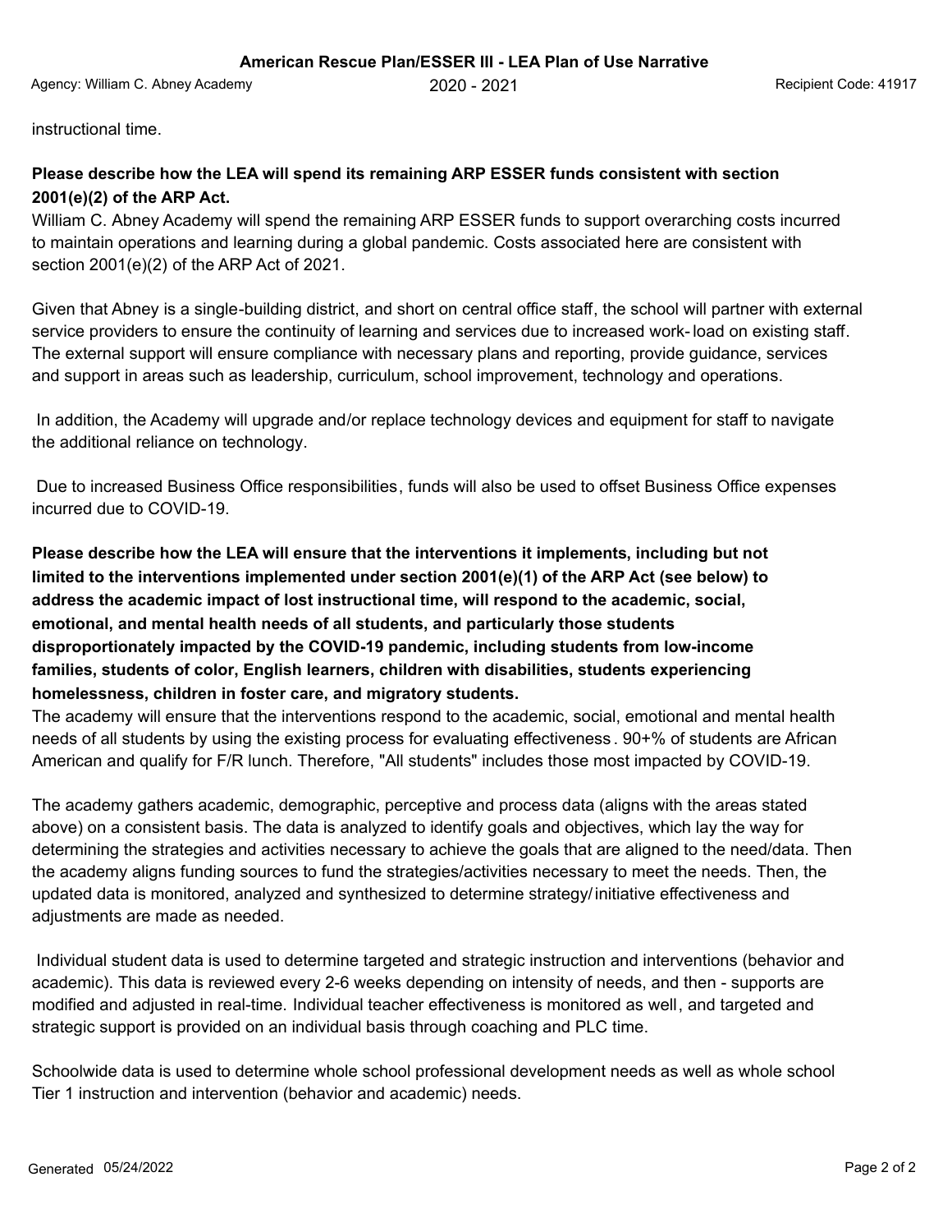instructional time.

**Please describe how the LEA will spend its remaining ARP ESSER funds consistent with section 2001(e)(2) of the ARP Act.**

William C. Abney Academy will spend the remaining ARP ESSER funds to support overarching costs incurred to maintain operations and learning during a global pandemic. Costs associated here are consistent with section 2001(e)(2) of the ARP Act of 2021.

Given that Abney is a single-building district, and short on central office staff, the school will partner with external service providers to ensure the continuity of learning and services due to increased work- load on existing staff. The external support will ensure compliance with necessary plans and reporting, provide guidance, services and support in areas such as leadership, curriculum, school improvement, technology and operations.

In addition, the Academy will upgrade and/or replace technology devices and equipment for staff to navigate the additional reliance on technology.

Due to increased Business Office responsibilities, funds will also be used to offset Business Office expenses incurred due to COVID-19.

**Please describe how the LEA will ensure that the interventions it implements, including but not limited to the interventions implemented under section 2001(e)(1) of the ARP Act (see below) to address the academic impact of lost instructional time, will respond to the academic, social, emotional, and mental health needs of all students, and particularly those students disproportionately impacted by the COVID-19 pandemic, including students from low-income families, students of color, English learners, children with disabilities, students experiencing homelessness, children in foster care, and migratory students.**

The academy will ensure that the interventions respond to the academic, social, emotional and mental health needs of all students by using the existing process for evaluating effectiveness. 90+% of students are African American and qualify for F/R lunch. Therefore, "All students" includes those most impacted by COVID-19.

The academy gathers academic, demographic, perceptive and process data (aligns with the areas stated above) on a consistent basis. The data is analyzed to identify goals and objectives, which lay the way for determining the strategies and activities necessary to achieve the goals that are aligned to the need/data. Then the academy aligns funding sources to fund the strategies/activities necessary to meet the needs. Then, the updated data is monitored, analyzed and synthesized to determine strategy/ initiative effectiveness and adjustments are made as needed.

Individual student data is used to determine targeted and strategic instruction and interventions (behavior and academic). This data is reviewed every 2-6 weeks depending on intensity of needs, and then - supports are modified and adjusted in real-time. Individual teacher effectiveness is monitored as well, and targeted and strategic support is provided on an individual basis through coaching and PLC time.

Schoolwide data is used to determine whole school professional development needs as well as whole school Tier 1 instruction and intervention (behavior and academic) needs.